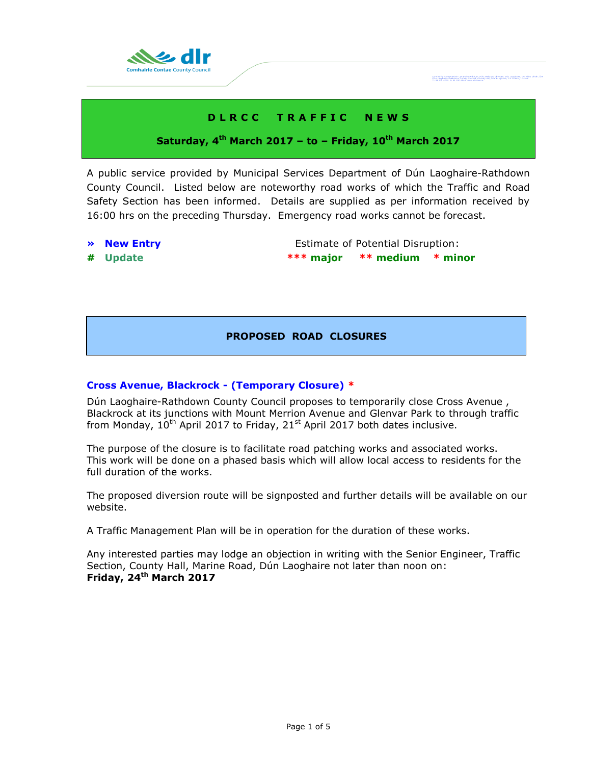# D L R C C   T R A F F I C   N E W S

**Saturday, 4th March 2017 – to – Friday, 10th March 2017**

A public service provided by Municipal Services Department of Dún Laoghaire-Rathdown County Council. Listed below are noteworthy road works of which the Traffic and Road Safety Section has been informed. Details are supplied as per information received by 16:00 hrs on the preceding Thursday. Emergency road works cannot be forecast.

» **New Entry**
# **Update**

Estimate of Potential Disruption:
*** **major** ** **medium** * **minor**

## PROPOSED ROAD CLOSURES

### Cross Avenue, Blackrock - (Temporary Closure) *

Dún Laoghaire-Rathdown County Council proposes to temporarily close Cross Avenue , Blackrock at its junctions with Mount Merrion Avenue and Glenvar Park to through traffic from Monday, 10th April 2017 to Friday, 21st April 2017 both dates inclusive.

The purpose of the closure is to facilitate road patching works and associated works. This work will be done on a phased basis which will allow local access to residents for the full duration of the works.

The proposed diversion route will be signposted and further details will be available on our website.

A Traffic Management Plan will be in operation for the duration of these works.

Any interested parties may lodge an objection in writing with the Senior Engineer, Traffic Section, County Hall, Marine Road, Dún Laoghaire not later than noon on:
**Friday, 24th March 2017**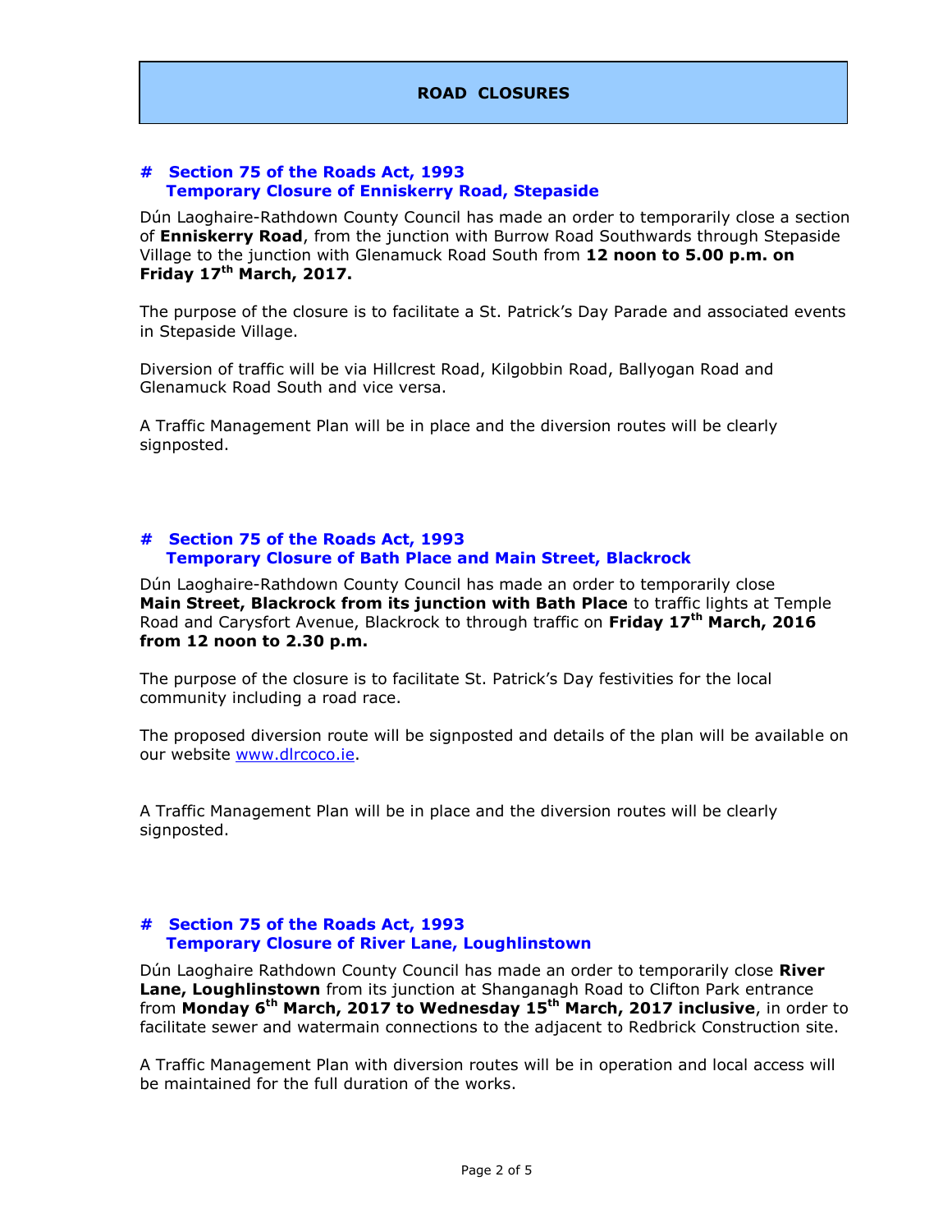# ROAD CLOSURES

## # Section 75 of the Roads Act, 1993
## Temporary Closure of Enniskerry Road, Stepaside

Dún Laoghaire-Rathdown County Council has made an order to temporarily close a section of **Enniskerry Road**, from the junction with Burrow Road Southwards through Stepaside Village to the junction with Glenamuck Road South from **12 noon to 5.00 p.m. on Friday 17th March, 2017.**

The purpose of the closure is to facilitate a St. Patrick's Day Parade and associated events in Stepaside Village.

Diversion of traffic will be via Hillcrest Road, Kilgobbin Road, Ballyogan Road and Glenamuck Road South and vice versa.

A Traffic Management Plan will be in place and the diversion routes will be clearly signposted.

## # Section 75 of the Roads Act, 1993
## Temporary Closure of Bath Place and Main Street, Blackrock

Dún Laoghaire-Rathdown County Council has made an order to temporarily close **Main Street, Blackrock from its junction with Bath Place** to traffic lights at Temple Road and Carysfort Avenue, Blackrock to through traffic on **Friday 17th March, 2016 from 12 noon to 2.30 p.m.**

The purpose of the closure is to facilitate St. Patrick's Day festivities for the local community including a road race.

The proposed diversion route will be signposted and details of the plan will be available on our website www.dlrcoco.ie.

A Traffic Management Plan will be in place and the diversion routes will be clearly signposted.

## # Section 75 of the Roads Act, 1993
## Temporary Closure of River Lane, Loughlinstown

Dún Laoghaire Rathdown County Council has made an order to temporarily close **River Lane, Loughlinstown** from its junction at Shanganagh Road to Clifton Park entrance from **Monday 6th March, 2017 to Wednesday 15th March, 2017 inclusive**, in order to facilitate sewer and watermain connections to the adjacent to Redbrick Construction site.

A Traffic Management Plan with diversion routes will be in operation and local access will be maintained for the full duration of the works.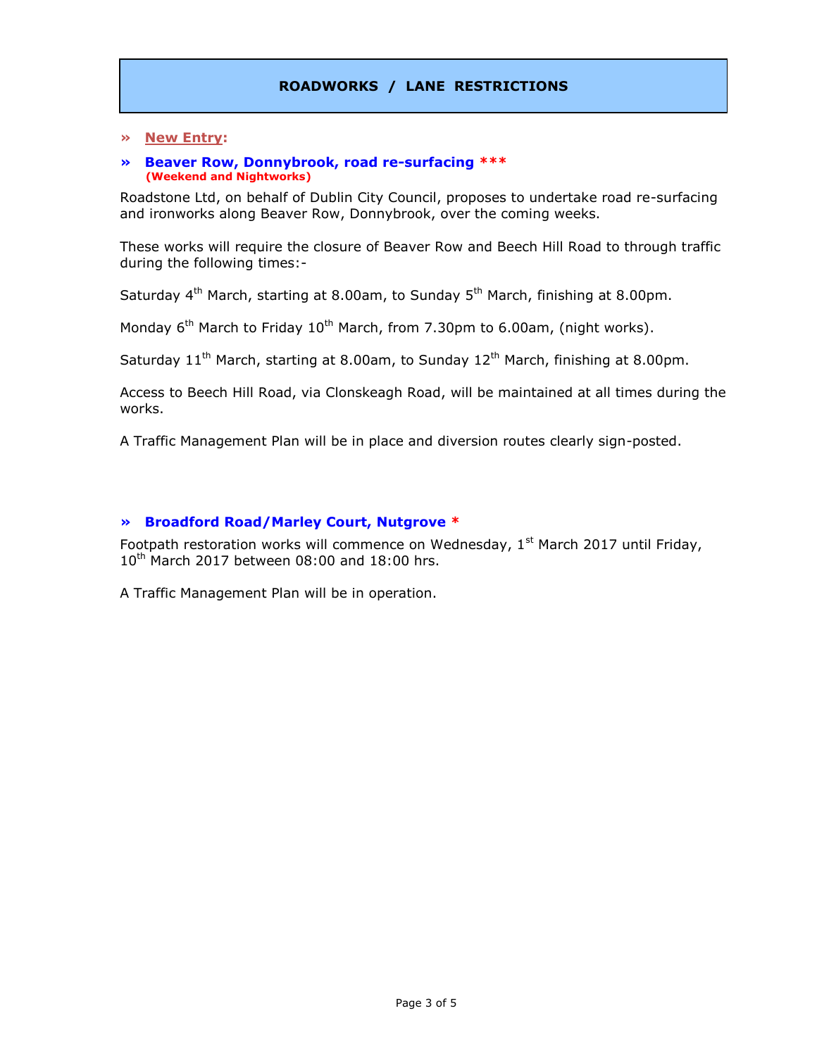## ROADWORKS / LANE RESTRICTIONS

» **New Entry:**

» **Beaver Row, Donnybrook, road re-surfacing \*\*\***
**(Weekend and Nightworks)**

Roadstone Ltd, on behalf of Dublin City Council, proposes to undertake road re-surfacing and ironworks along Beaver Row, Donnybrook, over the coming weeks.

These works will require the closure of Beaver Row and Beech Hill Road to through traffic during the following times:-

Saturday 4th March, starting at 8.00am, to Sunday 5th March, finishing at 8.00pm.

Monday 6th March to Friday 10th March, from 7.30pm to 6.00am, (night works).

Saturday 11th March, starting at 8.00am, to Sunday 12th March, finishing at 8.00pm.

Access to Beech Hill Road, via Clonskeagh Road, will be maintained at all times during the works.

A Traffic Management Plan will be in place and diversion routes clearly sign-posted.

» **Broadford Road/Marley Court, Nutgrove \***

Footpath restoration works will commence on Wednesday, 1st March 2017 until Friday, 10th March 2017 between 08:00 and 18:00 hrs.

A Traffic Management Plan will be in operation.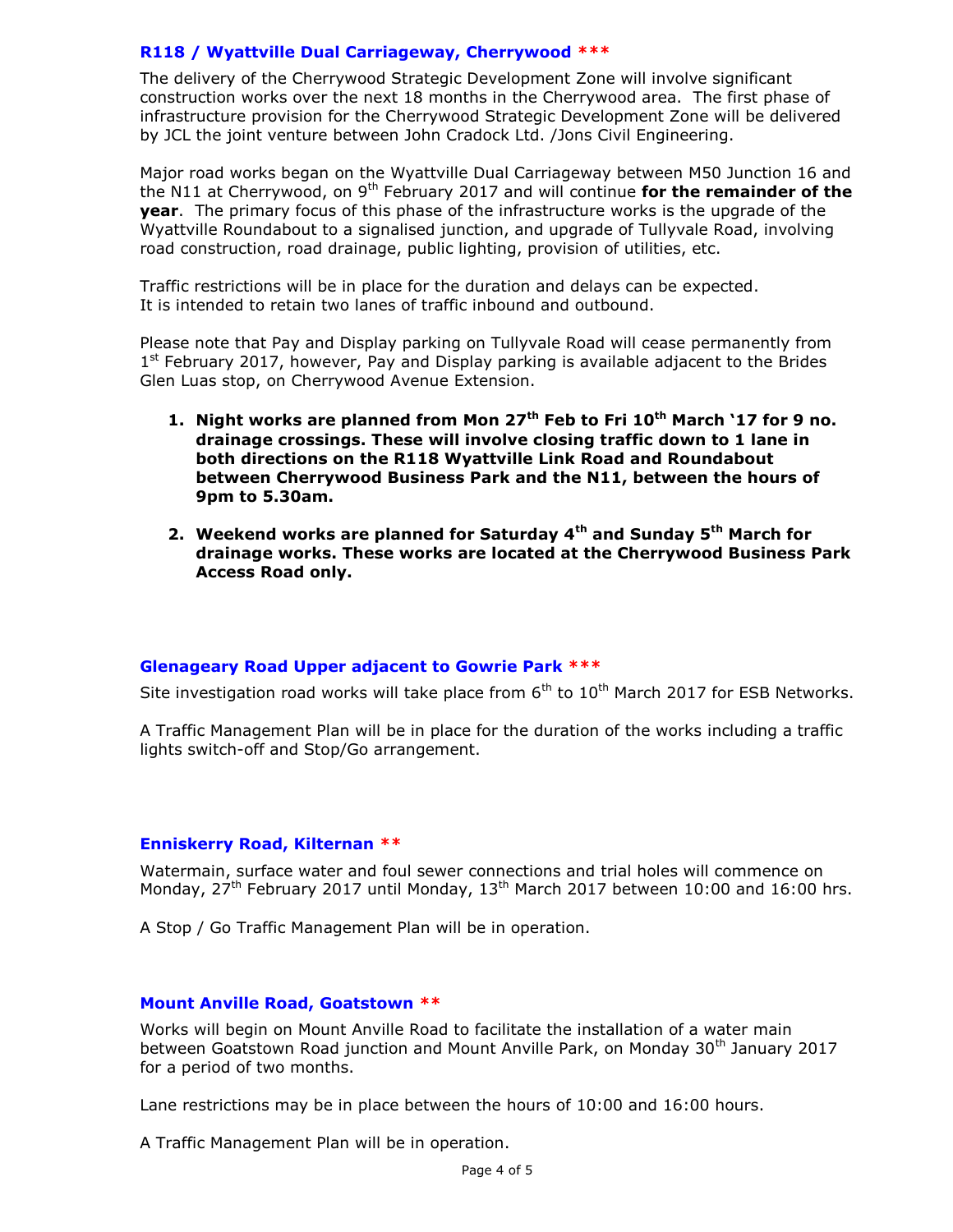### R118 / Wyattville Dual Carriageway, Cherrywood ***

The delivery of the Cherrywood Strategic Development Zone will involve significant construction works over the next 18 months in the Cherrywood area. The first phase of infrastructure provision for the Cherrywood Strategic Development Zone will be delivered by JCL the joint venture between John Cradock Ltd. /Jons Civil Engineering.

Major road works began on the Wyattville Dual Carriageway between M50 Junction 16 and the N11 at Cherrywood, on 9th February 2017 and will continue **for the remainder of the year**. The primary focus of this phase of the infrastructure works is the upgrade of the Wyattville Roundabout to a signalised junction, and upgrade of Tullyvale Road, involving road construction, road drainage, public lighting, provision of utilities, etc.

Traffic restrictions will be in place for the duration and delays can be expected.
It is intended to retain two lanes of traffic inbound and outbound.

Please note that Pay and Display parking on Tullyvale Road will cease permanently from 1st February 2017, however, Pay and Display parking is available adjacent to the Brides Glen Luas stop, on Cherrywood Avenue Extension.

1. **Night works are planned from Mon 27th Feb to Fri 10th March '17 for 9 no. drainage crossings. These will involve closing traffic down to 1 lane in both directions on the R118 Wyattville Link Road and Roundabout between Cherrywood Business Park and the N11, between the hours of 9pm to 5.30am.**

2. **Weekend works are planned for Saturday 4th and Sunday 5th March for drainage works. These works are located at the Cherrywood Business Park Access Road only.**

### Glenageary Road Upper adjacent to Gowrie Park ***

Site investigation road works will take place from 6th to 10th March 2017 for ESB Networks.

A Traffic Management Plan will be in place for the duration of the works including a traffic lights switch-off and Stop/Go arrangement.

### Enniskerry Road, Kilternan **

Watermain, surface water and foul sewer connections and trial holes will commence on Monday, 27th February 2017 until Monday, 13th March 2017 between 10:00 and 16:00 hrs.

A Stop / Go Traffic Management Plan will be in operation.

### Mount Anville Road, Goatstown **

Works will begin on Mount Anville Road to facilitate the installation of a water main between Goatstown Road junction and Mount Anville Park, on Monday 30th January 2017 for a period of two months.

Lane restrictions may be in place between the hours of 10:00 and 16:00 hours.

A Traffic Management Plan will be in operation.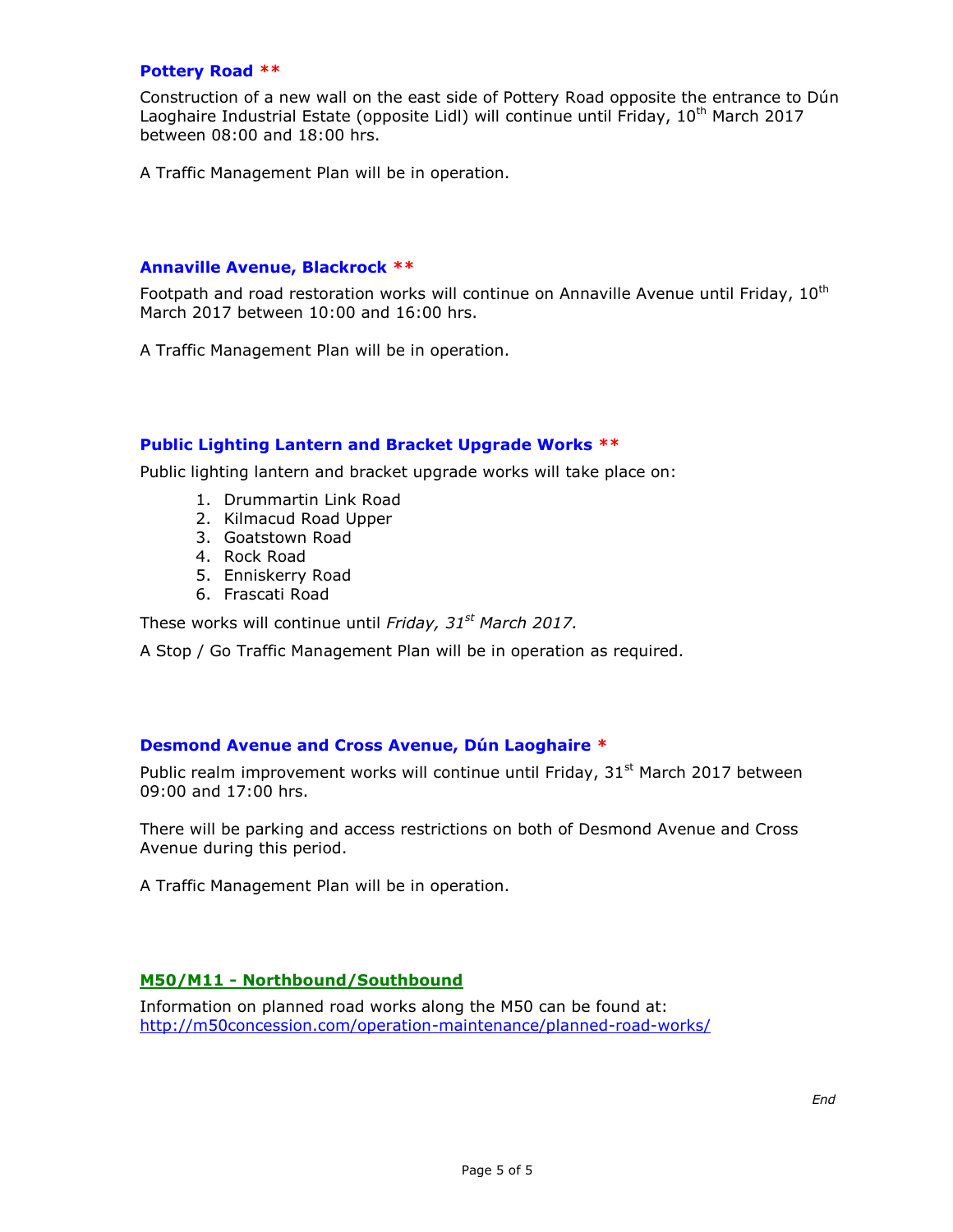### **Pottery Road \*\***

Construction of a new wall on the east side of Pottery Road opposite the entrance to Dún Laoghaire Industrial Estate (opposite Lidl) will continue until Friday, 10th March 2017 between 08:00 and 18:00 hrs.

A Traffic Management Plan will be in operation.

### **Annaville Avenue, Blackrock \*\***

Footpath and road restoration works will continue on Annaville Avenue until Friday, 10th March 2017 between 10:00 and 16:00 hrs.

A Traffic Management Plan will be in operation.

### **Public Lighting Lantern and Bracket Upgrade Works \*\***

Public lighting lantern and bracket upgrade works will take place on:

1. Drummartin Link Road
2. Kilmacud Road Upper
3. Goatstown Road
4. Rock Road
5. Enniskerry Road
6. Frascati Road

These works will continue until *Friday, 31st March 2017*.

A Stop / Go Traffic Management Plan will be in operation as required.

### **Desmond Avenue and Cross Avenue, Dún Laoghaire \***

Public realm improvement works will continue until Friday, 31st March 2017 between 09:00 and 17:00 hrs.

There will be parking and access restrictions on both of Desmond Avenue and Cross Avenue during this period.

A Traffic Management Plan will be in operation.

### **M50/M11 - Northbound/Southbound**

Information on planned road works along the M50 can be found at:
http://m50concession.com/operation-maintenance/planned-road-works/

*End*